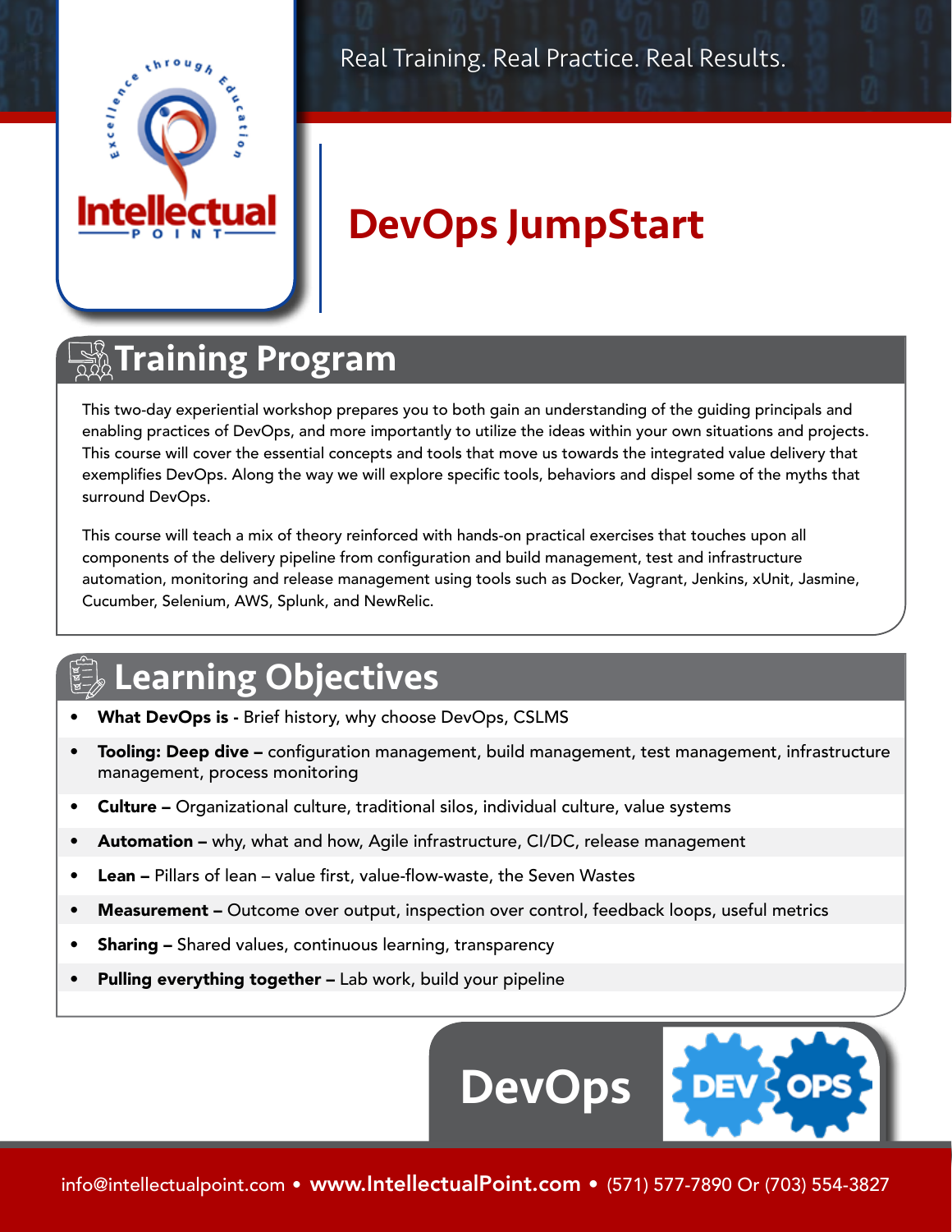Real Training. Real Practice. Real Results.

# DevOps JumpStart

## Training Program

This two-day experiential workshop prepares you to both gain an understanding of the guiding principals and enabling practices of DevOps, and more importantly to utilize the ideas within your own situations and projects. This course will cover the essential concepts and tools that move us towards the integrated value delivery that exemplifies DevOps. Along the way we will explore specific tools, behaviors and dispel some of the myths that surround DevOps.

This course will teach a mix of theory reinforced with hands-on practical exercises that touches upon all components of the delivery pipeline from configuration and build management, test and infrastructure automation, monitoring and release management using tools such as Docker, Vagrant, Jenkins, xUnit, Jasmine, Cucumber, Selenium, AWS, Splunk, and NewRelic.

## Learning Objectives

- **What DevOps is -** Brief history, why choose DevOps, CSLMS
- **Tooling: Deep dive –** configuration management, build management, test management, infrastructure management, process monitoring
- **Culture –** Organizational culture, traditional silos, individual culture, value systems
- **Automation –** why, what and how, Agile infrastructure, CI/DC, release management
- **Lean –** Pillars of lean – value first, value-flow-waste, the Seven Wastes
- **Measurement –** Outcome over output, inspection over control, feedback loops, useful metrics
- **Sharing –** Shared values, continuous learning, transparency
- **Pulling everything together –** Lab work, build your pipeline

DevOps

info@intellectualpoint.com • **www.IntellectualPoint.com** • (571) 577-7890 Or (703) 554-3827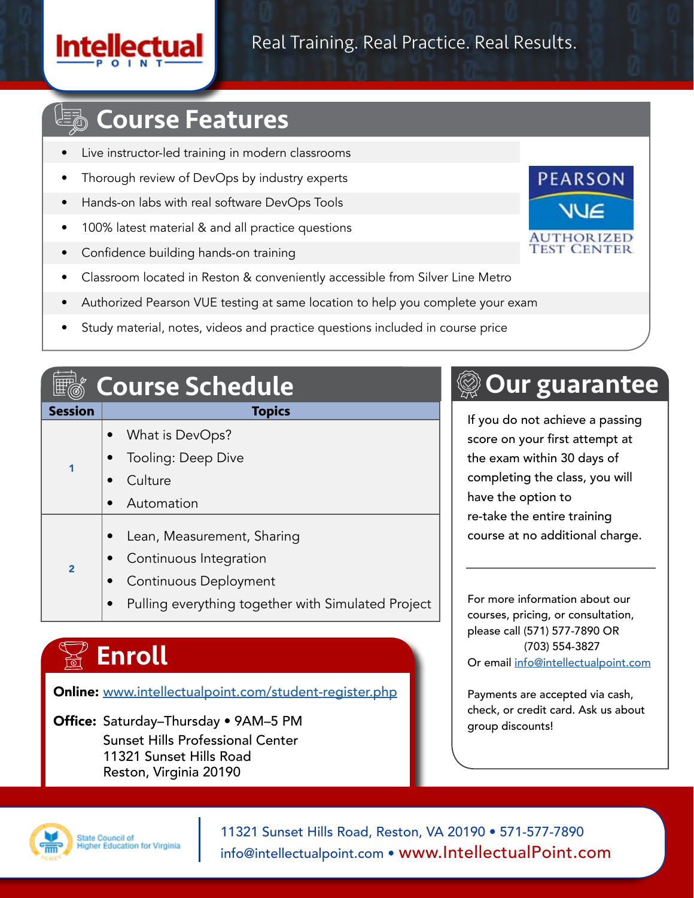Intellectual POINT

Real Training. Real Practice. Real Results.

## Course Features

- Live instructor-led training in modern classrooms
- Thorough review of DevOps by industry experts
- Hands-on labs with real software DevOps Tools
- 100% latest material & and all practice questions
- Confidence building hands-on training
- Classroom located in Reston & conveniently accessible from Silver Line Metro
- Authorized Pearson VUE testing at same location to help you complete your exam
- Study material, notes, videos and practice questions included in course price

PEARSON VUE AUTHORIZED TEST CENTER

## Course Schedule

| Session | Topics |
|---|---|
| 1 | • What is DevOps?<br>• Tooling: Deep Dive<br>• Culture<br>• Automation |
| 2 | • Lean, Measurement, Sharing<br>• Continuous Integration<br>• Continuous Deployment<br>• Pulling everything together with Simulated Project |

## Our guarantee

If you do not achieve a passing score on your first attempt at the exam within 30 days of completing the class, you will have the option to re-take the entire training course at no additional charge.

For more information about our courses, pricing, or consultation, please call (571) 577-7890 OR (703) 554-3827
Or email info@intellectualpoint.com

Payments are accepted via cash, check, or credit card. Ask us about group discounts!

## Enroll

**Online:** www.intellectualpoint.com/student-register.php

**Office:** Saturday–Thursday • 9AM–5 PM
Sunset Hills Professional Center
11321 Sunset Hills Road
Reston, Virginia 20190

State Council of Higher Education for Virginia

11321 Sunset Hills Road, Reston, VA 20190 • 571-577-7890
info@intellectualpoint.com • www.IntellectualPoint.com